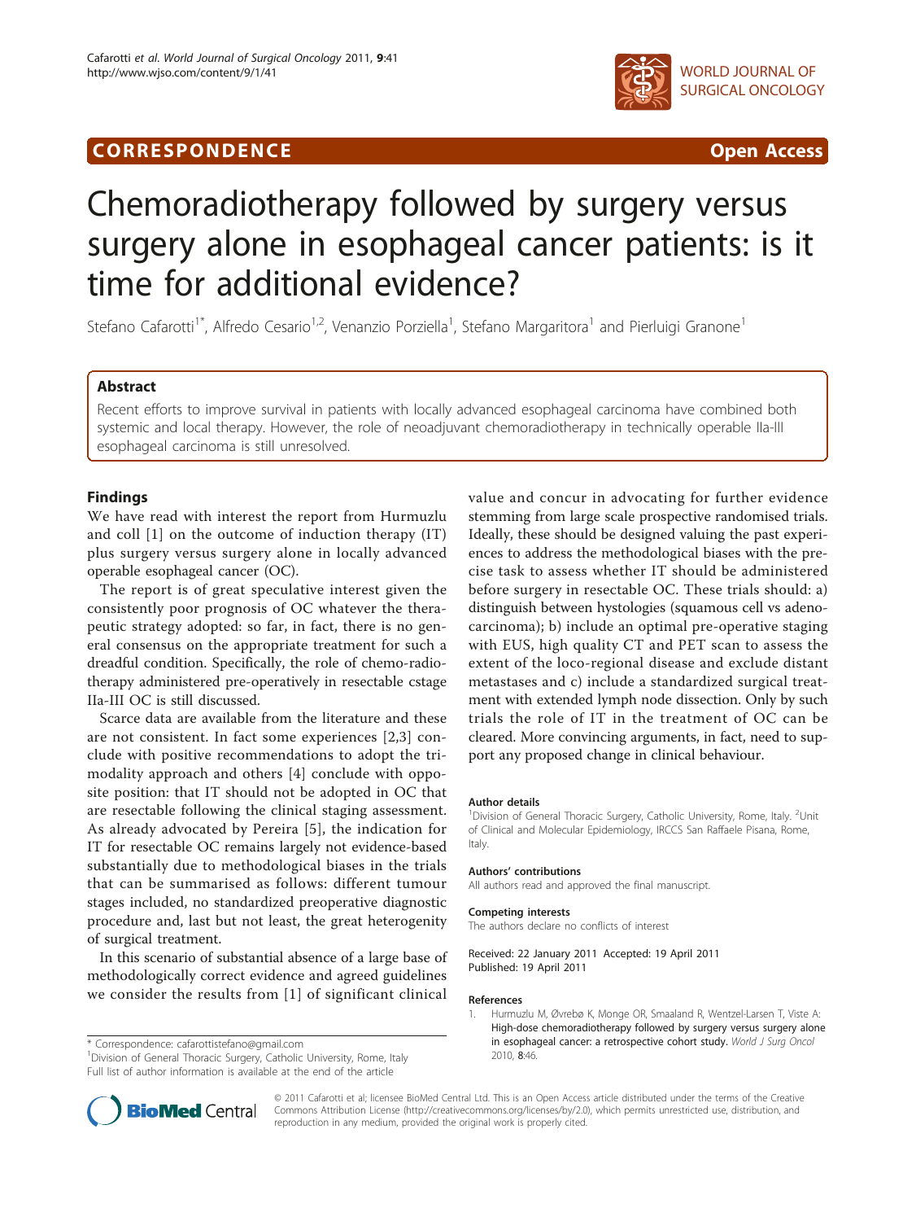CORRESPONDENCE **Open Access**

# Chemoradiotherapy followed by surgery versus surgery alone in esophageal cancer patients: is it time for additional evidence?

Stefano Cafarotti[1*], Alfredo Cesario[1,2], Venanzio Porziella[1], Stefano Margaritora[1] and Pierluigi Granone[1]

## Abstract

Recent efforts to improve survival in patients with locally advanced esophageal carcinoma have combined both systemic and local therapy. However, the role of neoadjuvant chemoradiotherapy in technically operable IIa-III esophageal carcinoma is still unresolved.

## Findings

We have read with interest the report from Hurmuzlu and coll [1] on the outcome of induction therapy (IT) plus surgery versus surgery alone in locally advanced operable esophageal cancer (OC).

The report is of great speculative interest given the consistently poor prognosis of OC whatever the therapeutic strategy adopted: so far, in fact, there is no general consensus on the appropriate treatment for such a dreadful condition. Specifically, the role of chemo-radiotherapy administered pre-operatively in resectable cstage IIa-III OC is still discussed.

Scarce data are available from the literature and these are not consistent. In fact some experiences [2,3] conclude with positive recommendations to adopt the trimodality approach and others [4] conclude with opposite position: that IT should not be adopted in OC that are resectable following the clinical staging assessment. As already advocated by Pereira [5], the indication for IT for resectable OC remains largely not evidence-based substantially due to methodological biases in the trials that can be summarised as follows: different tumour stages included, no standardized preoperative diagnostic procedure and, last but not least, the great heterogenity of surgical treatment.

In this scenario of substantial absence of a large base of methodologically correct evidence and agreed guidelines we consider the results from [1] of significant clinical value and concur in advocating for further evidence stemming from large scale prospective randomised trials. Ideally, these should be designed valuing the past experiences to address the methodological biases with the precise task to assess whether IT should be administered before surgery in resectable OC. These trials should: a) distinguish between hystologies (squamous cell vs adenocarcinoma); b) include an optimal pre-operative staging with EUS, high quality CT and PET scan to assess the extent of the loco-regional disease and exclude distant metastases and c) include a standardized surgical treatment with extended lymph node dissection. Only by such trials the role of IT in the treatment of OC can be cleared. More convincing arguments, in fact, need to support any proposed change in clinical behaviour.

\* Correspondence: cafarottistefano@gmail.com
[1]Division of General Thoracic Surgery, Catholic University, Rome, Italy
Full list of author information is available at the end of the article

#### Author details

[1]Division of General Thoracic Surgery, Catholic University, Rome, Italy. [2]Unit of Clinical and Molecular Epidemiology, IRCCS San Raffaele Pisana, Rome, Italy.

#### Authors' contributions

All authors read and approved the final manuscript.

#### Competing interests

The authors declare no conflicts of interest

Received: 22 January 2011 Accepted: 19 April 2011
Published: 19 April 2011

#### References

1. Hurmuzlu M, Øvrebø K, Monge OR, Smaaland R, Wentzel-Larsen T, Viste A: **High-dose chemoradiotherapy followed by surgery versus surgery alone in esophageal cancer: a retrospective cohort study.** *World J Surg Oncol* 2010, **8**:46.

© 2011 Cafarotti et al; licensee BioMed Central Ltd. This is an Open Access article distributed under the terms of the Creative Commons Attribution License (http://creativecommons.org/licenses/by/2.0), which permits unrestricted use, distribution, and reproduction in any medium, provided the original work is properly cited.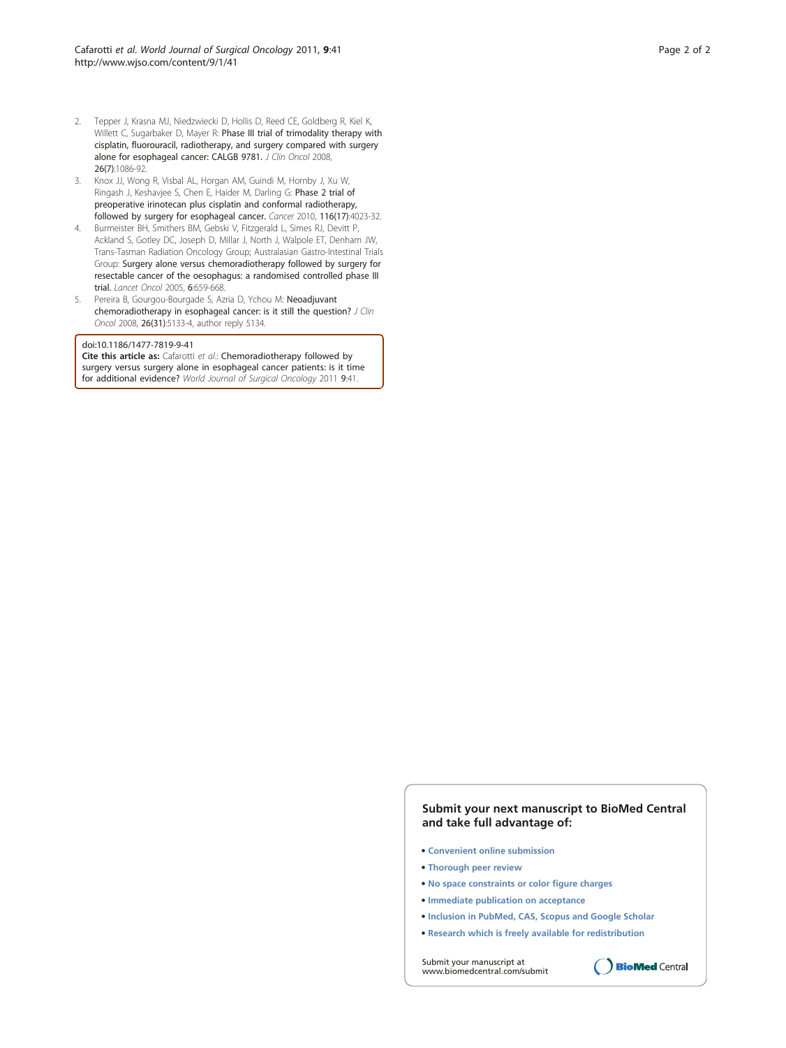2. Tepper J, Krasna MJ, Niedzwiecki D, Hollis D, Reed CE, Goldberg R, Kiel K, Willett C, Sugarbaker D, Mayer R: **Phase III trial of trimodality therapy with cisplatin, fluorouracil, radiotherapy, and surgery compared with surgery alone for esophageal cancer: CALGB 9781.** *J Clin Oncol* 2008, **26(7)**:1086-92.
3. Knox JJ, Wong R, Visbal AL, Horgan AM, Guindi M, Hornby J, Xu W, Ringash J, Keshavjee S, Chen E, Haider M, Darling G: **Phase 2 trial of preoperative irinotecan plus cisplatin and conformal radiotherapy, followed by surgery for esophageal cancer.** *Cancer* 2010, **116(17)**:4023-32.
4. Burmeister BH, Smithers BM, Gebski V, Fitzgerald L, Simes RJ, Devitt P, Ackland S, Gotley DC, Joseph D, Millar J, North J, Walpole ET, Denham JW, Trans-Tasman Radiation Oncology Group; Australasian Gastro-Intestinal Trials Group: **Surgery alone versus chemoradiotherapy followed by surgery for resectable cancer of the oesophagus: a randomised controlled phase III trial.** *Lancet Oncol* 2005, **6**:659-668.
5. Pereira B, Gourgou-Bourgade S, Azria D, Ychou M: **Neoadjuvant chemoradiotherapy in esophageal cancer: is it still the question?** *J Clin Oncol* 2008, **26(31)**:5133-4, author reply 5134.

doi:10.1186/1477-7819-9-41

**Cite this article as:** Cafarotti *et al.*: Chemoradiotherapy followed by surgery versus surgery alone in esophageal cancer patients: is it time for additional evidence? *World Journal of Surgical Oncology* 2011 **9**:41.

**Submit your next manuscript to BioMed Central and take full advantage of:**

- Convenient online submission
- Thorough peer review
- No space constraints or color figure charges
- Immediate publication on acceptance
- Inclusion in PubMed, CAS, Scopus and Google Scholar
- Research which is freely available for redistribution

Submit your manuscript at www.biomedcentral.com/submit

BioMed Central